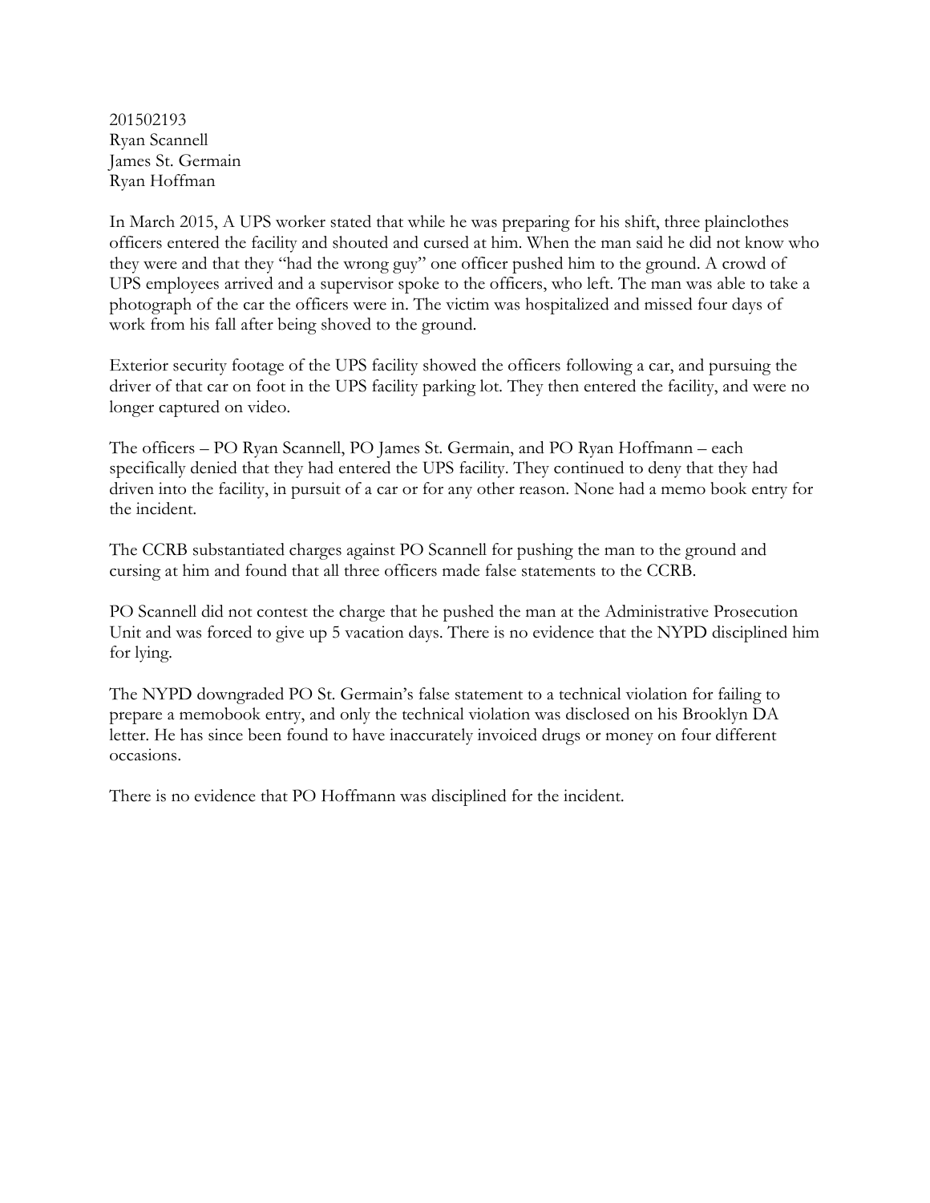201502193
Ryan Scannell
James St. Germain
Ryan Hoffman

In March 2015, A UPS worker stated that while he was preparing for his shift, three plainclothes officers entered the facility and shouted and cursed at him. When the man said he did not know who they were and that they "had the wrong guy" one officer pushed him to the ground. A crowd of UPS employees arrived and a supervisor spoke to the officers, who left. The man was able to take a photograph of the car the officers were in. The victim was hospitalized and missed four days of work from his fall after being shoved to the ground.

Exterior security footage of the UPS facility showed the officers following a car, and pursuing the driver of that car on foot in the UPS facility parking lot. They then entered the facility, and were no longer captured on video.

The officers – PO Ryan Scannell, PO James St. Germain, and PO Ryan Hoffmann – each specifically denied that they had entered the UPS facility. They continued to deny that they had driven into the facility, in pursuit of a car or for any other reason. None had a memo book entry for the incident.

The CCRB substantiated charges against PO Scannell for pushing the man to the ground and cursing at him and found that all three officers made false statements to the CCRB.

PO Scannell did not contest the charge that he pushed the man at the Administrative Prosecution Unit and was forced to give up 5 vacation days. There is no evidence that the NYPD disciplined him for lying.

The NYPD downgraded PO St. Germain's false statement to a technical violation for failing to prepare a memobook entry, and only the technical violation was disclosed on his Brooklyn DA letter. He has since been found to have inaccurately invoiced drugs or money on four different occasions.

There is no evidence that PO Hoffmann was disciplined for the incident.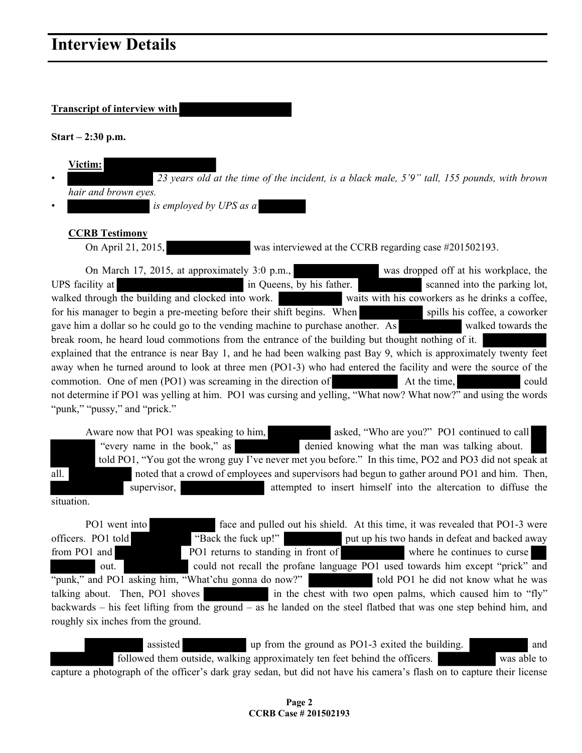# Interview Details

**Transcript of interview with** ██████████

**Start – 2:30 p.m.**

**Victim:** ██████████

- ██████████ *23 years old at the time of the incident, is a black male, 5'9" tall, 155 pounds, with brown hair and brown eyes.*
- ██████████ *is employed by UPS as a* ██████

**CCRB Testimony**

On April 21, 2015, ██████████ was interviewed at the CCRB regarding case #201502193.

On March 17, 2015, at approximately 3:0 p.m., ██████████ was dropped off at his workplace, the UPS facility at ██████████ in Queens, by his father. ██████████ scanned into the parking lot, walked through the building and clocked into work. ██████████ waits with his coworkers as he drinks a coffee, for his manager to begin a pre-meeting before their shift begins. When ██████████ spills his coffee, a coworker gave him a dollar so he could go to the vending machine to purchase another. As ██████████ walked towards the break room, he heard loud commotions from the entrance of the building but thought nothing of it. ██████████ explained that the entrance is near Bay 1, and he had been walking past Bay 9, which is approximately twenty feet away when he turned around to look at three men (PO1-3) who had entered the facility and were the source of the commotion. One of men (PO1) was screaming in the direction of ██████████ At the time, ██████████ could not determine if PO1 was yelling at him. PO1 was cursing and yelling, "What now? What now?" and using the words "punk," "pussy," and "prick."

Aware now that PO1 was speaking to him, ██████████ asked, "Who are you?" PO1 continued to call ██████████ "every name in the book," as ██████████ denied knowing what the man was talking about. ██████████ told PO1, "You got the wrong guy I've never met you before." In this time, PO2 and PO3 did not speak at all. ██████████ noted that a crowd of employees and supervisors had begun to gather around PO1 and him. Then, ██████████ supervisor, ██████████ attempted to insert himself into the altercation to diffuse the situation.

PO1 went into ██████████ face and pulled out his shield. At this time, it was revealed that PO1-3 were officers. PO1 told ██████████ "Back the fuck up!" ██████████ put up his two hands in defeat and backed away from PO1 and ██████████ PO1 returns to standing in front of ██████████ where he continues to curse ██████████ out. ██████████ could not recall the profane language PO1 used towards him except "prick" and "punk," and PO1 asking him, "What'chu gonna do now?" ██████████ told PO1 he did not know what he was talking about. Then, PO1 shoves ██████████ in the chest with two open palms, which caused him to "fly" backwards – his feet lifting from the ground – as he landed on the steel flatbed that was one step behind him, and roughly six inches from the ground.

██████████ assisted ██████████ up from the ground as PO1-3 exited the building. ██████████ and ██████████ followed them outside, walking approximately ten feet behind the officers. ██████████ was able to capture a photograph of the officer's dark gray sedan, but did not have his camera's flash on to capture their license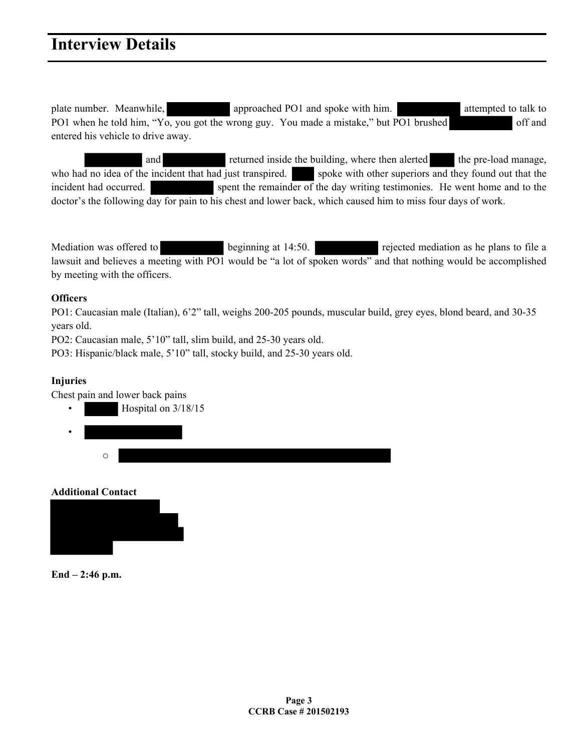## Interview Details

plate number. Meanwhile, [REDACTED] approached PO1 and spoke with him. [REDACTED] attempted to talk to PO1 when he told him, "Yo, you got the wrong guy. You made a mistake," but PO1 brushed [REDACTED] off and entered his vehicle to drive away.

[REDACTED] and [REDACTED] returned inside the building, where then alerted [REDACTED] the pre-load manage, who had no idea of the incident that had just transpired. [REDACTED] spoke with other superiors and they found out that the incident had occurred. [REDACTED] spent the remainder of the day writing testimonies. He went home and to the doctor's the following day for pain to his chest and lower back, which caused him to miss four days of work.

Mediation was offered to [REDACTED] beginning at 14:50. [REDACTED] rejected mediation as he plans to file a lawsuit and believes a meeting with PO1 would be "a lot of spoken words" and that nothing would be accomplished by meeting with the officers.

**Officers**

PO1: Caucasian male (Italian), 6'2" tall, weighs 200-205 pounds, muscular build, grey eyes, blond beard, and 30-35 years old.

PO2: Caucasian male, 5'10" tall, slim build, and 25-30 years old.

PO3: Hispanic/black male, 5'10" tall, stocky build, and 25-30 years old.

**Injuries**

Chest pain and lower back pains

- [REDACTED] Hospital on 3/18/15
- [REDACTED]
  - [REDACTED]

**Additional Contact**

[REDACTED]

**End – 2:46 p.m.**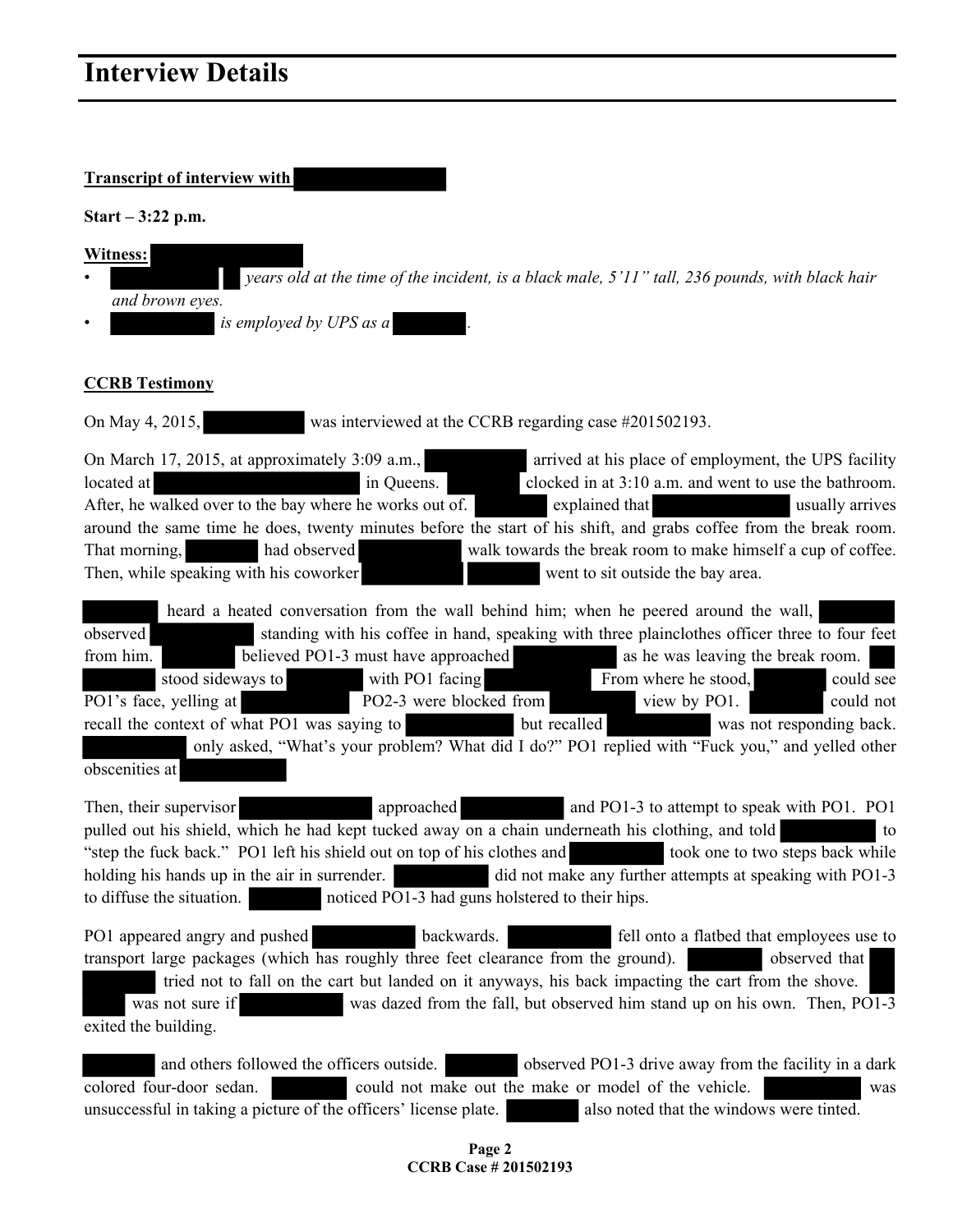# Interview Details

**Transcript of interview with**

**Start – 3:22 p.m.**

**Witness:**

- *years old at the time of the incident, is a black male, 5'11" tall, 236 pounds, with black hair and brown eyes.*
- *is employed by UPS as a* .

**CCRB Testimony**

On May 4, 2015, was interviewed at the CCRB regarding case #201502193.

On March 17, 2015, at approximately 3:09 a.m., arrived at his place of employment, the UPS facility located at in Queens. clocked in at 3:10 a.m. and went to use the bathroom. After, he walked over to the bay where he works out of. explained that usually arrives around the same time he does, twenty minutes before the start of his shift, and grabs coffee from the break room. That morning, had observed walk towards the break room to make himself a cup of coffee. Then, while speaking with his coworker went to sit outside the bay area.

heard a heated conversation from the wall behind him; when he peered around the wall, observed standing with his coffee in hand, speaking with three plainclothes officer three to four feet from him. believed PO1-3 must have approached as he was leaving the break room. stood sideways to with PO1 facing From where he stood, could see PO1's face, yelling at PO2-3 were blocked from view by PO1. could not recall the context of what PO1 was saying to but recalled was not responding back. only asked, "What's your problem? What did I do?" PO1 replied with "Fuck you," and yelled other obscenities at

Then, their supervisor approached and PO1-3 to attempt to speak with PO1. PO1 pulled out his shield, which he had kept tucked away on a chain underneath his clothing, and told to "step the fuck back." PO1 left his shield out on top of his clothes and took one to two steps back while holding his hands up in the air in surrender. did not make any further attempts at speaking with PO1-3 to diffuse the situation. noticed PO1-3 had guns holstered to their hips.

PO1 appeared angry and pushed backwards. fell onto a flatbed that employees use to transport large packages (which has roughly three feet clearance from the ground). observed that tried not to fall on the cart but landed on it anyways, his back impacting the cart from the shove. was not sure if was dazed from the fall, but observed him stand up on his own. Then, PO1-3 exited the building.

and others followed the officers outside. observed PO1-3 drive away from the facility in a dark colored four-door sedan. could not make out the make or model of the vehicle. was unsuccessful in taking a picture of the officers' license plate. also noted that the windows were tinted.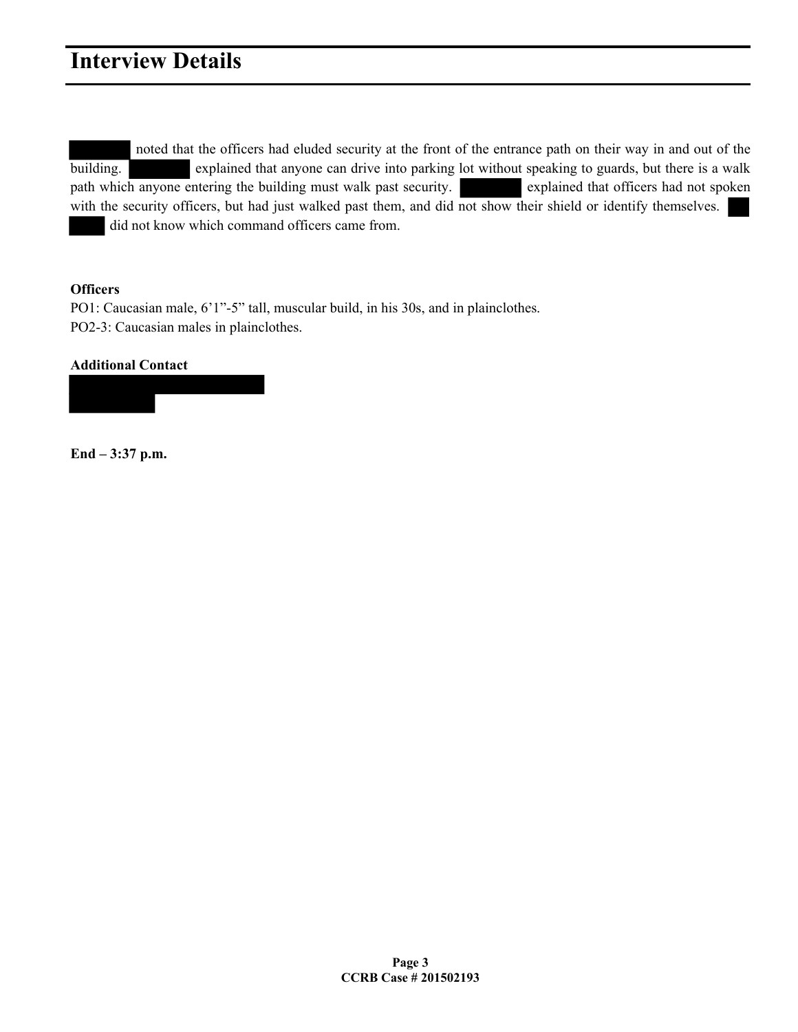# Interview Details

██████ noted that the officers had eluded security at the front of the entrance path on their way in and out of the building. ██████ explained that anyone can drive into parking lot without speaking to guards, but there is a walk path which anyone entering the building must walk past security. ██████ explained that officers had not spoken with the security officers, but had just walked past them, and did not show their shield or identify themselves. ██████ did not know which command officers came from.

**Officers**

PO1: Caucasian male, 6’1”-5” tall, muscular build, in his 30s, and in plainclothes.

PO2-3: Caucasian males in plainclothes.

**Additional Contact**

██████████████
██████

**End – 3:37 p.m.**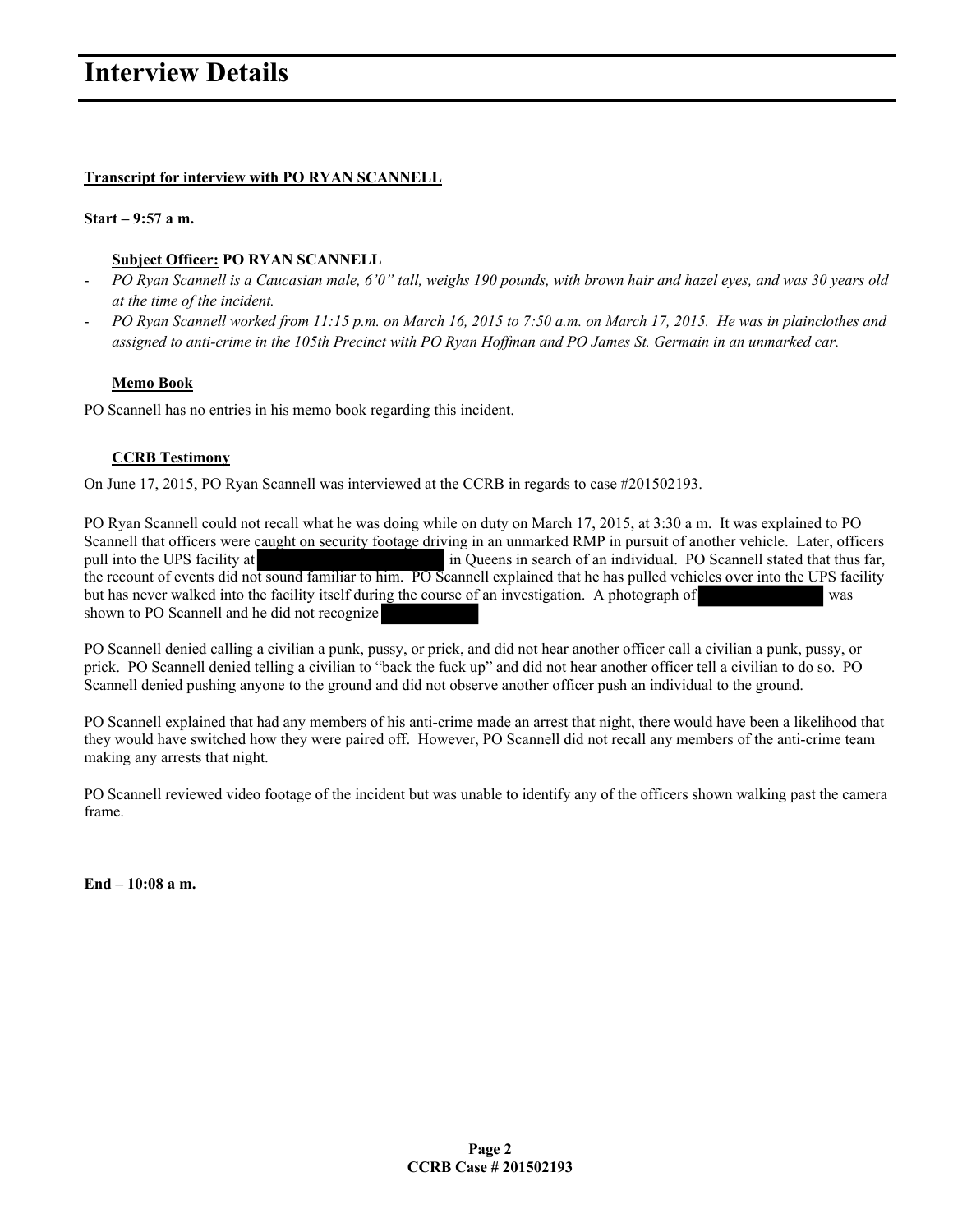# Interview Details

**Transcript for interview with PO RYAN SCANNELL**

**Start – 9:57 a m.**

**Subject Officer: PO RYAN SCANNELL**

- *PO Ryan Scannell is a Caucasian male, 6'0" tall, weighs 190 pounds, with brown hair and hazel eyes, and was 30 years old at the time of the incident.*
- *PO Ryan Scannell worked from 11:15 p.m. on March 16, 2015 to 7:50 a.m. on March 17, 2015. He was in plainclothes and assigned to anti-crime in the 105th Precinct with PO Ryan Hoffman and PO James St. Germain in an unmarked car.*

**Memo Book**

PO Scannell has no entries in his memo book regarding this incident.

**CCRB Testimony**

On June 17, 2015, PO Ryan Scannell was interviewed at the CCRB in regards to case #201502193.

PO Ryan Scannell could not recall what he was doing while on duty on March 17, 2015, at 3:30 a m. It was explained to PO Scannell that officers were caught on security footage driving in an unmarked RMP in pursuit of another vehicle. Later, officers pull into the UPS facility at [REDACTED] in Queens in search of an individual. PO Scannell stated that thus far, the recount of events did not sound familiar to him. PO Scannell explained that he has pulled vehicles over into the UPS facility but has never walked into the facility itself during the course of an investigation. A photograph of [REDACTED] was shown to PO Scannell and he did not recognize [REDACTED]

PO Scannell denied calling a civilian a punk, pussy, or prick, and did not hear another officer call a civilian a punk, pussy, or prick. PO Scannell denied telling a civilian to "back the fuck up" and did not hear another officer tell a civilian to do so. PO Scannell denied pushing anyone to the ground and did not observe another officer push an individual to the ground.

PO Scannell explained that had any members of his anti-crime made an arrest that night, there would have been a likelihood that they would have switched how they were paired off. However, PO Scannell did not recall any members of the anti-crime team making any arrests that night.

PO Scannell reviewed video footage of the incident but was unable to identify any of the officers shown walking past the camera frame.

**End – 10:08 a m.**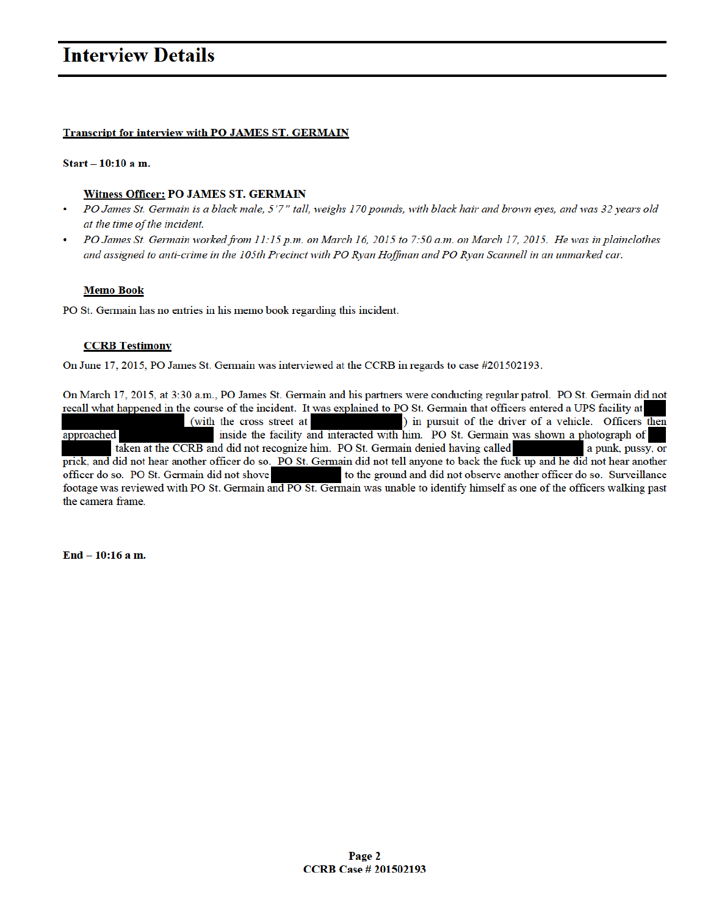# Interview Details

**Transcript for interview with PO JAMES ST. GERMAIN**

**Start – 10:10 a m.**

**Witness Officer: PO JAMES ST. GERMAIN**

- *PO James St. Germain is a black male, 5'7" tall, weighs 170 pounds, with black hair and brown eyes, and was 32 years old at the time of the incident.*
- *PO James St. Germain worked from 11:15 p.m. on March 16, 2015 to 7:50 a.m. on March 17, 2015. He was in plainclothes and assigned to anti-crime in the 105th Precinct with PO Ryan Hoffman and PO Ryan Scannell in an unmarked car.*

**Memo Book**

PO St. Germain has no entries in his memo book regarding this incident.

**CCRB Testimony**

On June 17, 2015, PO James St. Germain was interviewed at the CCRB in regards to case #201502193.

On March 17, 2015, at 3:30 a.m., PO James St. Germain and his partners were conducting regular patrol. PO St. Germain did not recall what happened in the course of the incident. It was explained to PO St. Germain that officers entered a UPS facility at [REDACTED] (with the cross street at [REDACTED]) in pursuit of the driver of a vehicle. Officers then approached [REDACTED] inside the facility and interacted with him. PO St. Germain was shown a photograph of [REDACTED] taken at the CCRB and did not recognize him. PO St. Germain denied having called [REDACTED] a punk, pussy, or prick, and did not hear another officer do so. PO St. Germain did not tell anyone to back the fuck up and he did not hear another officer do so. PO St. Germain did not shove [REDACTED] to the ground and did not observe another officer do so. Surveillance footage was reviewed with PO St. Germain and PO St. Germain was unable to identify himself as one of the officers walking past the camera frame.

**End – 10:16 a m.**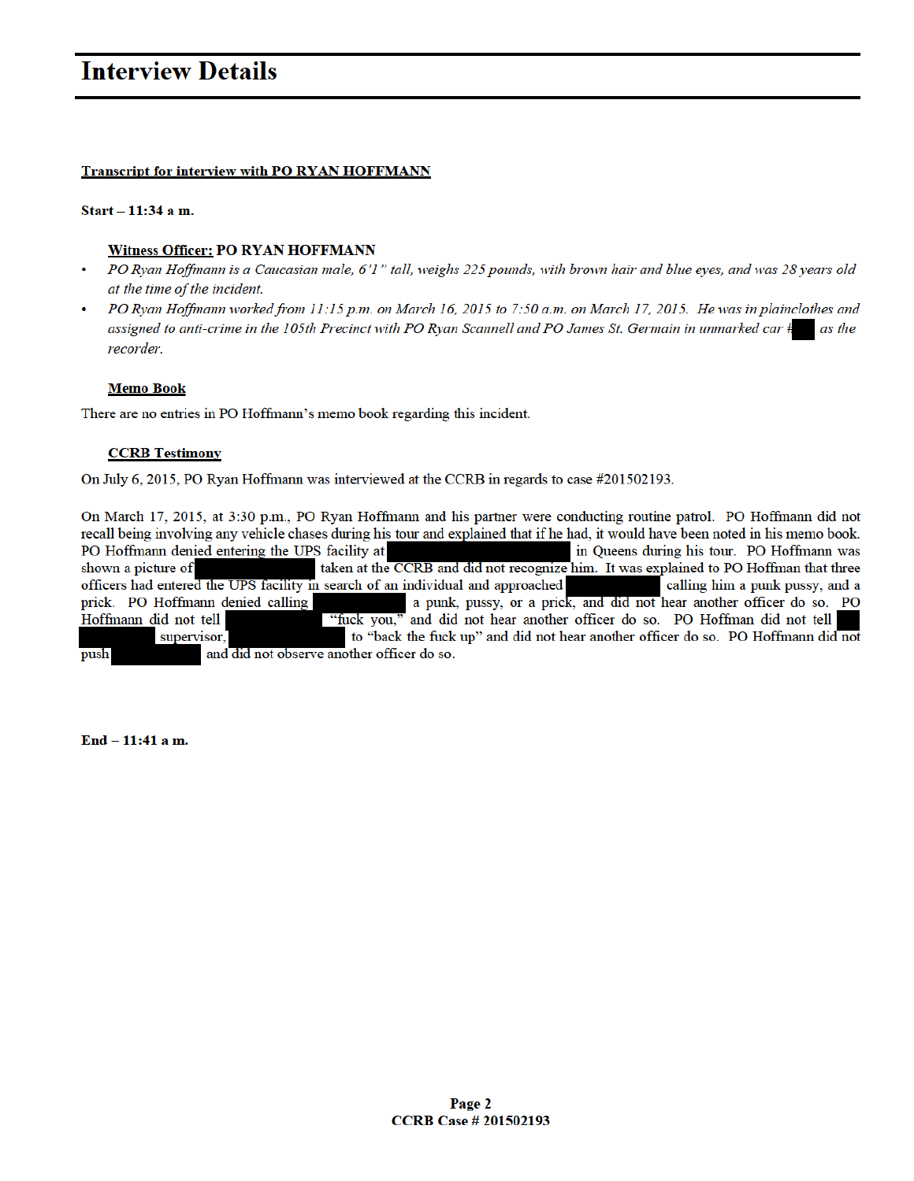# Interview Details

**Transcript for interview with PO RYAN HOFFMANN**

**Start – 11:34 a m.**

**Witness Officer: PO RYAN HOFFMANN**

- *PO Ryan Hoffmann is a Caucasian male, 6'1" tall, weighs 225 pounds, with brown hair and blue eyes, and was 28 years old at the time of the incident.*
- *PO Ryan Hoffmann worked from 11:15 p.m. on March 16, 2015 to 7:50 a.m. on March 17, 2015. He was in plainclothes and assigned to anti-crime in the 105th Precinct with PO Ryan Scannell and PO James St. Germain in unmarked car # [REDACTED] as the recorder.*

**Memo Book**

There are no entries in PO Hoffmann's memo book regarding this incident.

**CCRB Testimony**

On July 6, 2015, PO Ryan Hoffmann was interviewed at the CCRB in regards to case #201502193.

On March 17, 2015, at 3:30 p.m., PO Ryan Hoffmann and his partner were conducting routine patrol. PO Hoffmann did not recall being involving any vehicle chases during his tour and explained that if he had, it would have been noted in his memo book. PO Hoffmann denied entering the UPS facility at [REDACTED] in Queens during his tour. PO Hoffmann was shown a picture of [REDACTED] taken at the CCRB and did not recognize him. It was explained to PO Hoffman that three officers had entered the UPS facility in search of an individual and approached [REDACTED] calling him a punk pussy, and a prick. PO Hoffmann denied calling [REDACTED] a punk, pussy, or a prick, and did not hear another officer do so. PO Hoffmann did not tell [REDACTED] "fuck you," and did not hear another officer do so. PO Hoffman did not tell [REDACTED] supervisor, [REDACTED] to "back the fuck up" and did not hear another officer do so. PO Hoffmann did not push [REDACTED] and did not observe another officer do so.

**End – 11:41 a m.**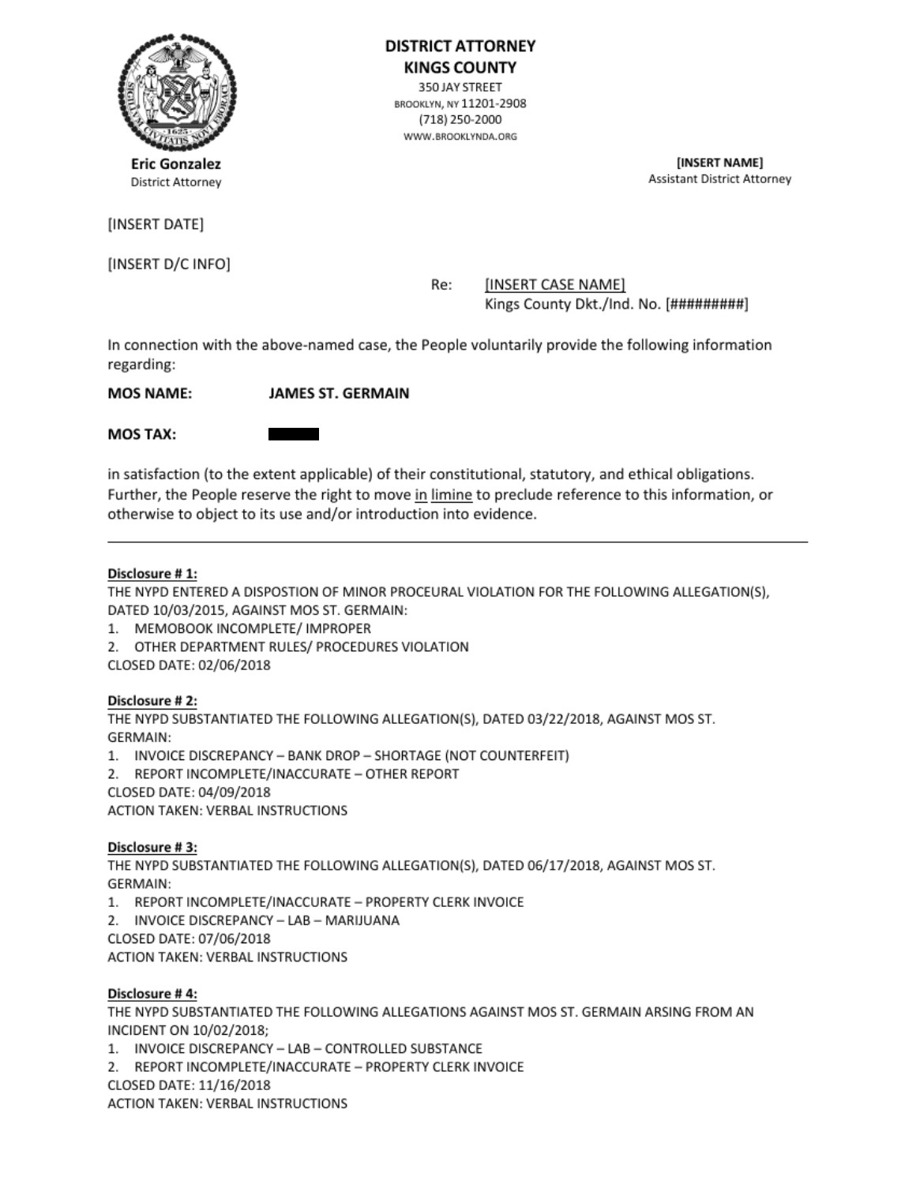**DISTRICT ATTORNEY**
**KINGS COUNTY**
350 JAY STREET
BROOKLYN, NY 11201-2908
(718) 250-2000
WWW.BROOKLYNDA.ORG

**Eric Gonzalez**
District Attorney

**[INSERT NAME]**
Assistant District Attorney

[INSERT DATE]

[INSERT D/C INFO]

Re: [INSERT CASE NAME]
Kings County Dkt./Ind. No. [#########]

In connection with the above-named case, the People voluntarily provide the following information regarding:

**MOS NAME:** **JAMES ST. GERMAIN**

**MOS TAX:** ▇▇▇▇▇

in satisfaction (to the extent applicable) of their constitutional, statutory, and ethical obligations. Further, the People reserve the right to move in limine to preclude reference to this information, or otherwise to object to its use and/or introduction into evidence.

---

**Disclosure # 1:**
THE NYPD ENTERED A DISPOSTION OF MINOR PROCEURAL VIOLATION FOR THE FOLLOWING ALLEGATION(S), DATED 10/03/2015, AGAINST MOS ST. GERMAIN:
1. MEMOBOOK INCOMPLETE/ IMPROPER
2. OTHER DEPARTMENT RULES/ PROCEDURES VIOLATION

CLOSED DATE: 02/06/2018

**Disclosure # 2:**
THE NYPD SUBSTANTIATED THE FOLLOWING ALLEGATION(S), DATED 03/22/2018, AGAINST MOS ST. GERMAIN:
1. INVOICE DISCREPANCY – BANK DROP – SHORTAGE (NOT COUNTERFEIT)
2. REPORT INCOMPLETE/INACCURATE – OTHER REPORT

CLOSED DATE: 04/09/2018
ACTION TAKEN: VERBAL INSTRUCTIONS

**Disclosure # 3:**
THE NYPD SUBSTANTIATED THE FOLLOWING ALLEGATION(S), DATED 06/17/2018, AGAINST MOS ST. GERMAIN:
1. REPORT INCOMPLETE/INACCURATE – PROPERTY CLERK INVOICE
2. INVOICE DISCREPANCY – LAB – MARIJUANA

CLOSED DATE: 07/06/2018
ACTION TAKEN: VERBAL INSTRUCTIONS

**Disclosure # 4:**
THE NYPD SUBSTANTIATED THE FOLLOWING ALLEGATIONS AGAINST MOS ST. GERMAIN ARSING FROM AN INCIDENT ON 10/02/2018;
1. INVOICE DISCREPANCY – LAB – CONTROLLED SUBSTANCE
2. REPORT INCOMPLETE/INACCURATE – PROPERTY CLERK INVOICE

CLOSED DATE: 11/16/2018
ACTION TAKEN: VERBAL INSTRUCTIONS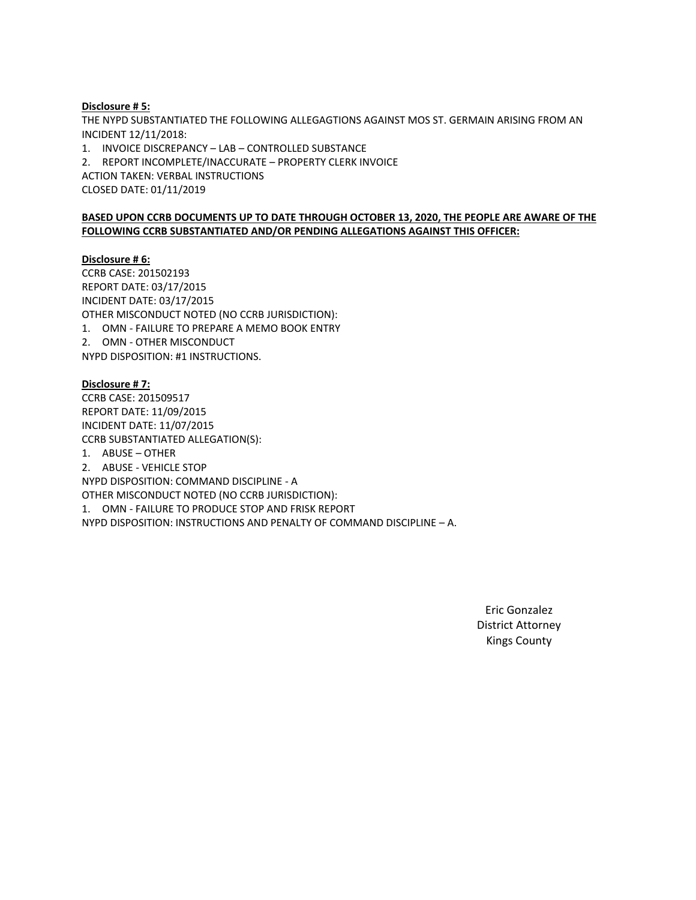**Disclosure # 5:**

THE NYPD SUBSTANTIATED THE FOLLOWING ALLEGAGTIONS AGAINST MOS ST. GERMAIN ARISING FROM AN INCIDENT 12/11/2018:

1. INVOICE DISCREPANCY – LAB – CONTROLLED SUBSTANCE
2. REPORT INCOMPLETE/INACCURATE – PROPERTY CLERK INVOICE

ACTION TAKEN: VERBAL INSTRUCTIONS
CLOSED DATE: 01/11/2019

**BASED UPON CCRB DOCUMENTS UP TO DATE THROUGH OCTOBER 13, 2020, THE PEOPLE ARE AWARE OF THE FOLLOWING CCRB SUBSTANTIATED AND/OR PENDING ALLEGATIONS AGAINST THIS OFFICER:**

**Disclosure # 6:**

CCRB CASE: 201502193
REPORT DATE: 03/17/2015
INCIDENT DATE: 03/17/2015
OTHER MISCONDUCT NOTED (NO CCRB JURISDICTION):

1. OMN - FAILURE TO PREPARE A MEMO BOOK ENTRY
2. OMN - OTHER MISCONDUCT

NYPD DISPOSITION: #1 INSTRUCTIONS.

**Disclosure # 7:**

CCRB CASE: 201509517
REPORT DATE: 11/09/2015
INCIDENT DATE: 11/07/2015
CCRB SUBSTANTIATED ALLEGATION(S):

1. ABUSE – OTHER
2. ABUSE - VEHICLE STOP

NYPD DISPOSITION: COMMAND DISCIPLINE - A
OTHER MISCONDUCT NOTED (NO CCRB JURISDICTION):

1. OMN - FAILURE TO PRODUCE STOP AND FRISK REPORT

NYPD DISPOSITION: INSTRUCTIONS AND PENALTY OF COMMAND DISCIPLINE – A.

Eric Gonzalez
District Attorney
Kings County